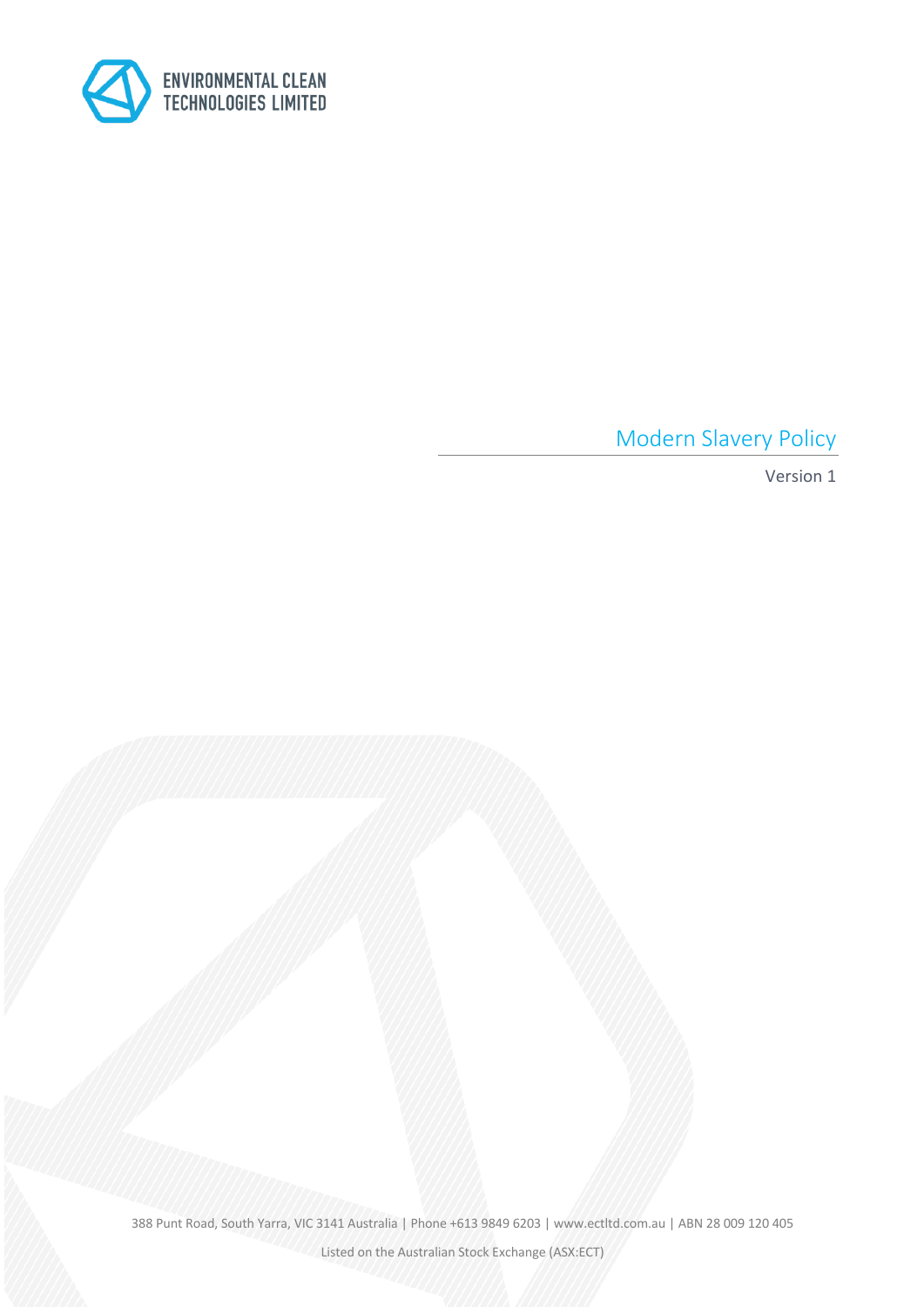ENVIRONMENTAL CLEAN TECHNOLOGIES LIMITED

# Modern Slavery Policy

Version 1

388 Punt Road, South Yarra, VIC 3141 Australia | Phone +613 9849 6203 | www.ectltd.com.au | ABN 28 009 120 405

Listed on the Australian Stock Exchange (ASX:ECT)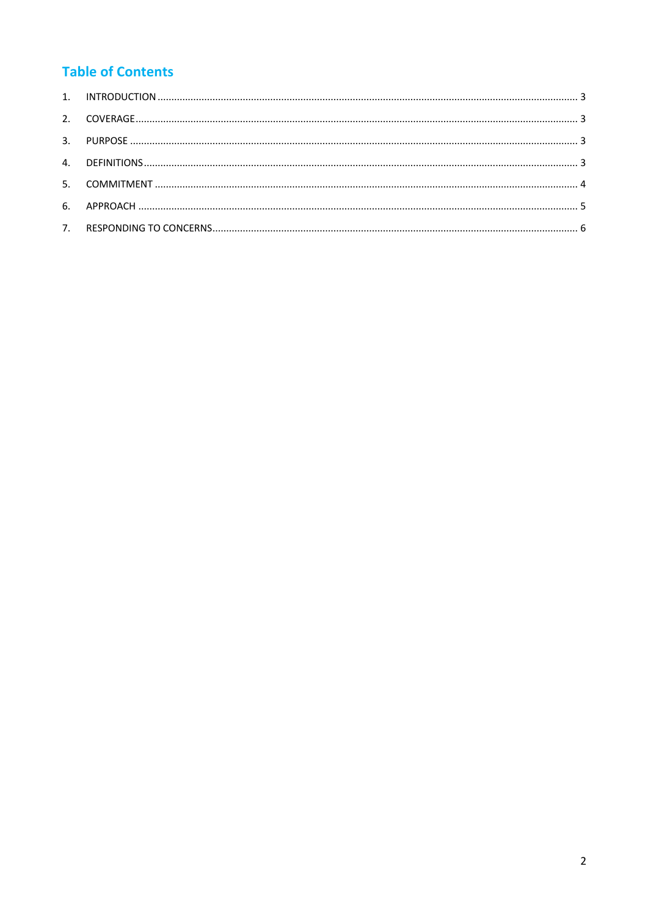## Table of Contents

1. INTRODUCTION ........................................................................................................ 3
2. COVERAGE ............................................................................................................. 3
3. PURPOSE ................................................................................................................ 3
4. DEFINITIONS .......................................................................................................... 3
5. COMMITMENT ........................................................................................................ 4
6. APPROACH ............................................................................................................. 5
7. RESPONDING TO CONCERNS ................................................................................... 6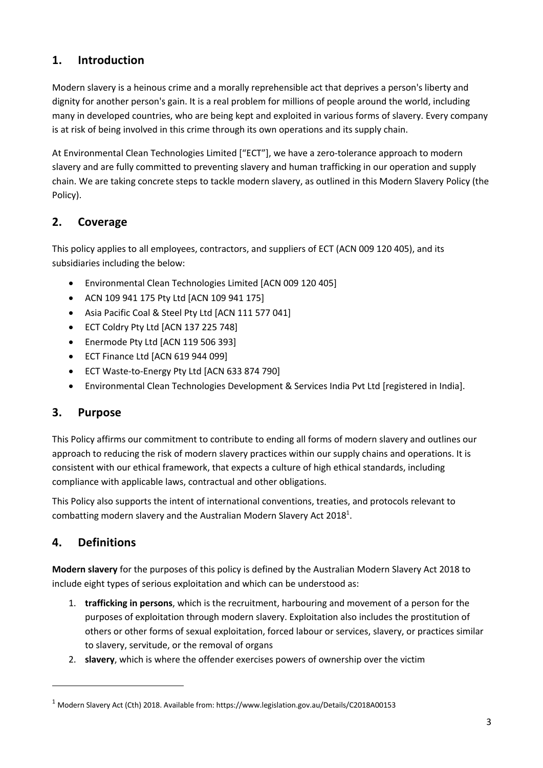## 1. Introduction

Modern slavery is a heinous crime and a morally reprehensible act that deprives a person's liberty and dignity for another person's gain. It is a real problem for millions of people around the world, including many in developed countries, who are being kept and exploited in various forms of slavery. Every company is at risk of being involved in this crime through its own operations and its supply chain.

At Environmental Clean Technologies Limited ["ECT"], we have a zero-tolerance approach to modern slavery and are fully committed to preventing slavery and human trafficking in our operation and supply chain. We are taking concrete steps to tackle modern slavery, as outlined in this Modern Slavery Policy (the Policy).

## 2. Coverage

This policy applies to all employees, contractors, and suppliers of ECT (ACN 009 120 405), and its subsidiaries including the below:

- Environmental Clean Technologies Limited [ACN 009 120 405]
- ACN 109 941 175 Pty Ltd [ACN 109 941 175]
- Asia Pacific Coal & Steel Pty Ltd [ACN 111 577 041]
- ECT Coldry Pty Ltd [ACN 137 225 748]
- Enermode Pty Ltd [ACN 119 506 393]
- ECT Finance Ltd [ACN 619 944 099]
- ECT Waste-to-Energy Pty Ltd [ACN 633 874 790]
- Environmental Clean Technologies Development & Services India Pvt Ltd [registered in India].

## 3. Purpose

This Policy affirms our commitment to contribute to ending all forms of modern slavery and outlines our approach to reducing the risk of modern slavery practices within our supply chains and operations. It is consistent with our ethical framework, that expects a culture of high ethical standards, including compliance with applicable laws, contractual and other obligations.

This Policy also supports the intent of international conventions, treaties, and protocols relevant to combatting modern slavery and the Australian Modern Slavery Act 2018[1].

## 4. Definitions

**Modern slavery** for the purposes of this policy is defined by the Australian Modern Slavery Act 2018 to include eight types of serious exploitation and which can be understood as:

1. **trafficking in persons**, which is the recruitment, harbouring and movement of a person for the purposes of exploitation through modern slavery. Exploitation also includes the prostitution of others or other forms of sexual exploitation, forced labour or services, slavery, or practices similar to slavery, servitude, or the removal of organs
2. **slavery**, which is where the offender exercises powers of ownership over the victim

[1] Modern Slavery Act (Cth) 2018. Available from: https://www.legislation.gov.au/Details/C2018A00153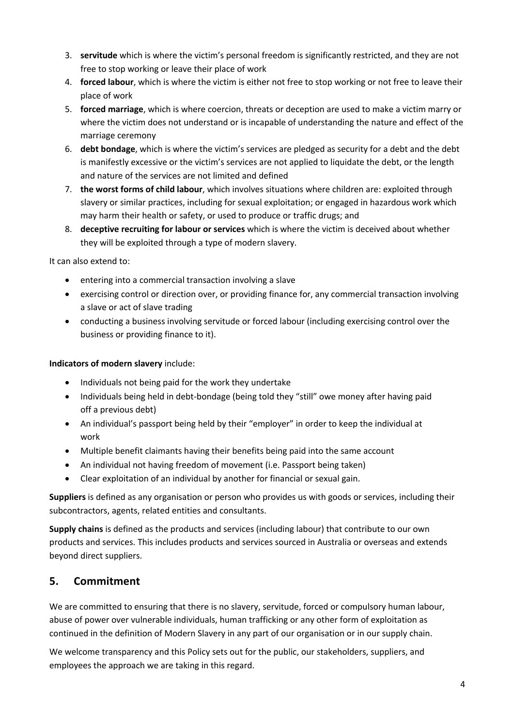3. **servitude** which is where the victim's personal freedom is significantly restricted, and they are not free to stop working or leave their place of work
4. **forced labour**, which is where the victim is either not free to stop working or not free to leave their place of work
5. **forced marriage**, which is where coercion, threats or deception are used to make a victim marry or where the victim does not understand or is incapable of understanding the nature and effect of the marriage ceremony
6. **debt bondage**, which is where the victim's services are pledged as security for a debt and the debt is manifestly excessive or the victim's services are not applied to liquidate the debt, or the length and nature of the services are not limited and defined
7. **the worst forms of child labour**, which involves situations where children are: exploited through slavery or similar practices, including for sexual exploitation; or engaged in hazardous work which may harm their health or safety, or used to produce or traffic drugs; and
8. **deceptive recruiting for labour or services** which is where the victim is deceived about whether they will be exploited through a type of modern slavery.

It can also extend to:

- entering into a commercial transaction involving a slave
- exercising control or direction over, or providing finance for, any commercial transaction involving a slave or act of slave trading
- conducting a business involving servitude or forced labour (including exercising control over the business or providing finance to it).

**Indicators of modern slavery** include:

- Individuals not being paid for the work they undertake
- Individuals being held in debt-bondage (being told they "still" owe money after having paid off a previous debt)
- An individual's passport being held by their "employer" in order to keep the individual at work
- Multiple benefit claimants having their benefits being paid into the same account
- An individual not having freedom of movement (i.e. Passport being taken)
- Clear exploitation of an individual by another for financial or sexual gain.

**Suppliers** is defined as any organisation or person who provides us with goods or services, including their subcontractors, agents, related entities and consultants.

**Supply chains** is defined as the products and services (including labour) that contribute to our own products and services. This includes products and services sourced in Australia or overseas and extends beyond direct suppliers.

## 5. Commitment

We are committed to ensuring that there is no slavery, servitude, forced or compulsory human labour, abuse of power over vulnerable individuals, human trafficking or any other form of exploitation as continued in the definition of Modern Slavery in any part of our organisation or in our supply chain.

We welcome transparency and this Policy sets out for the public, our stakeholders, suppliers, and employees the approach we are taking in this regard.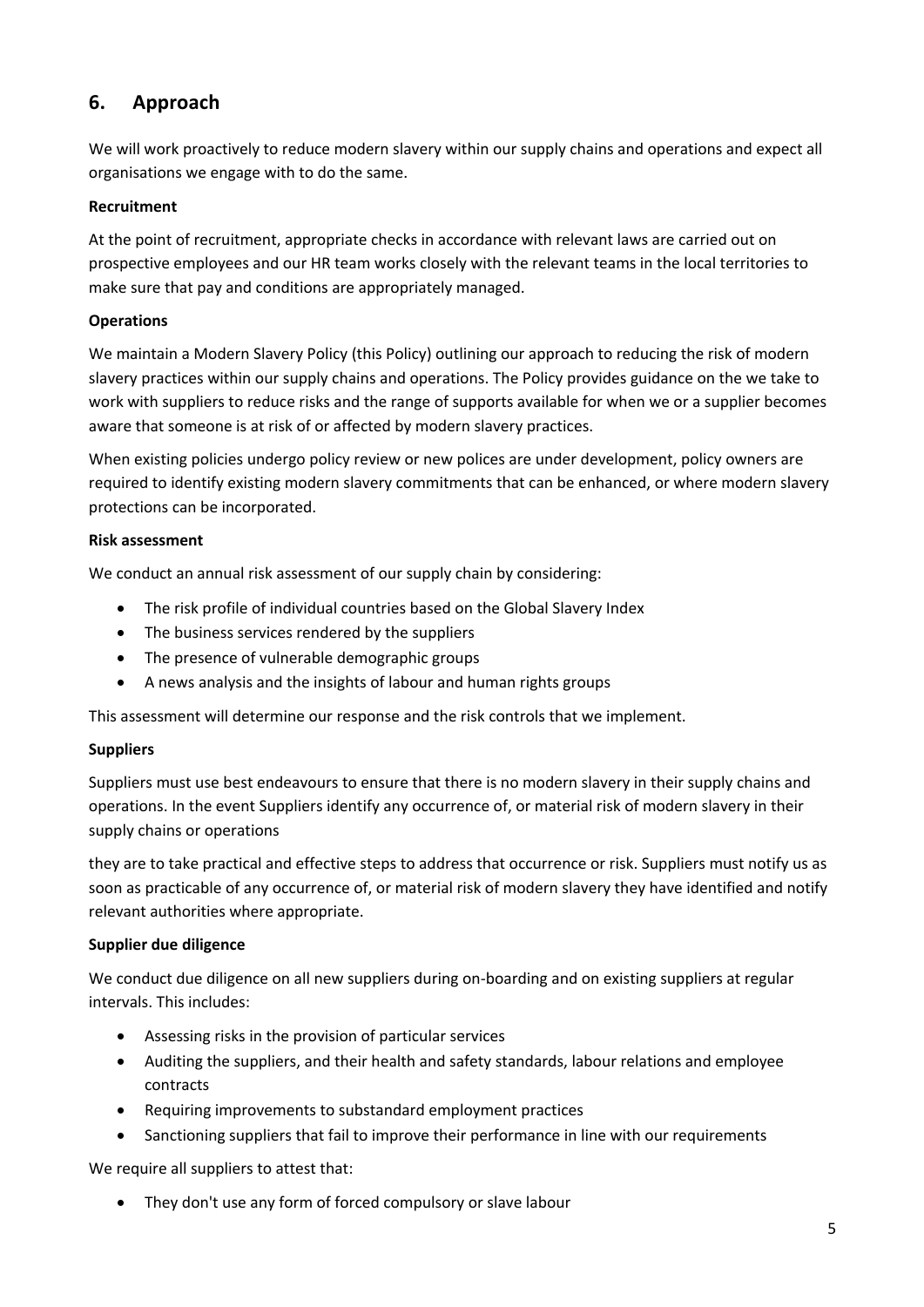## 6. Approach

We will work proactively to reduce modern slavery within our supply chains and operations and expect all organisations we engage with to do the same.

**Recruitment**

At the point of recruitment, appropriate checks in accordance with relevant laws are carried out on prospective employees and our HR team works closely with the relevant teams in the local territories to make sure that pay and conditions are appropriately managed.

**Operations**

We maintain a Modern Slavery Policy (this Policy) outlining our approach to reducing the risk of modern slavery practices within our supply chains and operations. The Policy provides guidance on the we take to work with suppliers to reduce risks and the range of supports available for when we or a supplier becomes aware that someone is at risk of or affected by modern slavery practices.

When existing policies undergo policy review or new polices are under development, policy owners are required to identify existing modern slavery commitments that can be enhanced, or where modern slavery protections can be incorporated.

**Risk assessment**

We conduct an annual risk assessment of our supply chain by considering:

- The risk profile of individual countries based on the Global Slavery Index
- The business services rendered by the suppliers
- The presence of vulnerable demographic groups
- A news analysis and the insights of labour and human rights groups

This assessment will determine our response and the risk controls that we implement.

**Suppliers**

Suppliers must use best endeavours to ensure that there is no modern slavery in their supply chains and operations. In the event Suppliers identify any occurrence of, or material risk of modern slavery in their supply chains or operations they are to take practical and effective steps to address that occurrence or risk. Suppliers must notify us as soon as practicable of any occurrence of, or material risk of modern slavery they have identified and notify relevant authorities where appropriate.

**Supplier due diligence**

We conduct due diligence on all new suppliers during on-boarding and on existing suppliers at regular intervals. This includes:

- Assessing risks in the provision of particular services
- Auditing the suppliers, and their health and safety standards, labour relations and employee contracts
- Requiring improvements to substandard employment practices
- Sanctioning suppliers that fail to improve their performance in line with our requirements

We require all suppliers to attest that:

- They don't use any form of forced compulsory or slave labour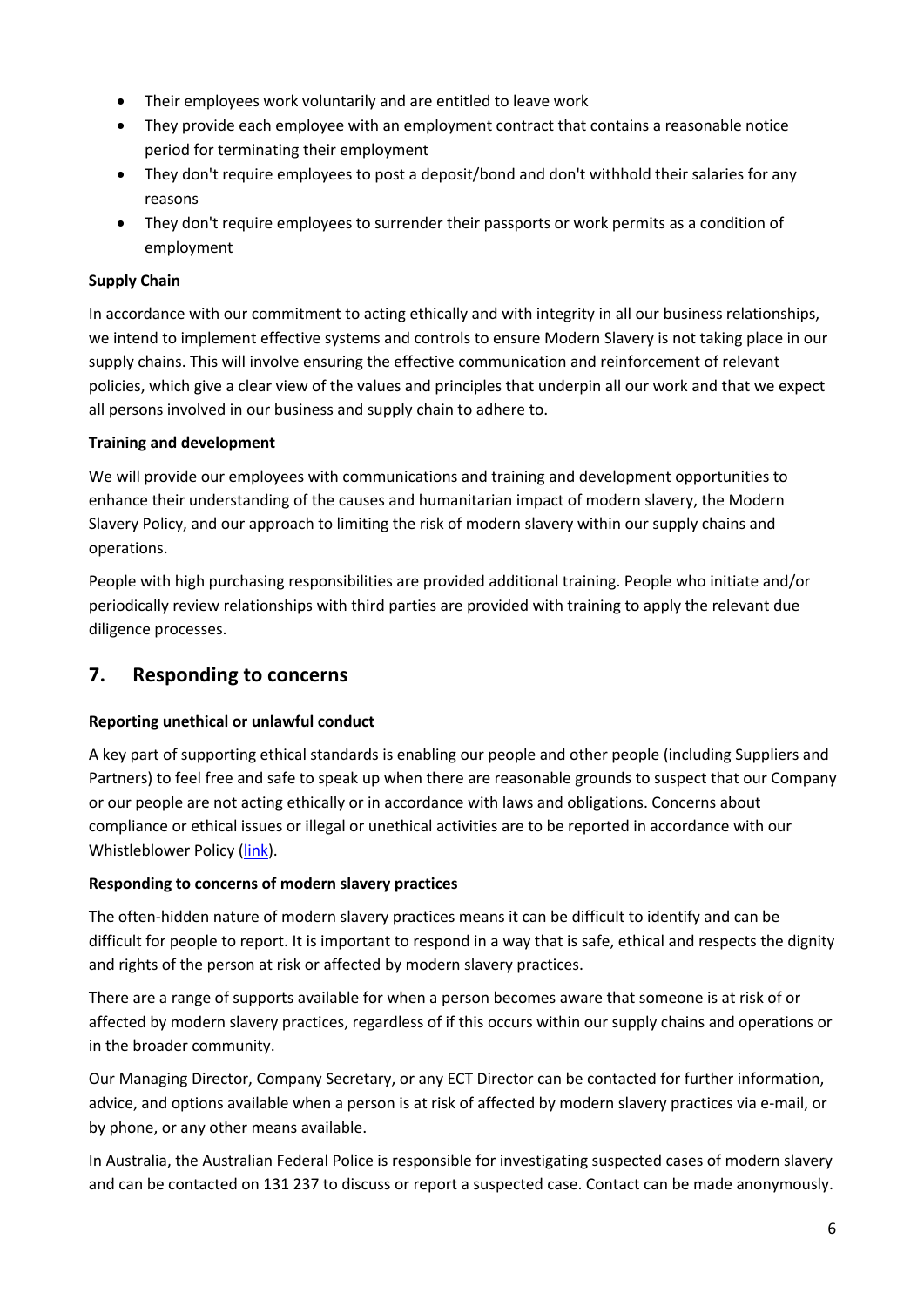- Their employees work voluntarily and are entitled to leave work
- They provide each employee with an employment contract that contains a reasonable notice period for terminating their employment
- They don't require employees to post a deposit/bond and don't withhold their salaries for any reasons
- They don't require employees to surrender their passports or work permits as a condition of employment

**Supply Chain**

In accordance with our commitment to acting ethically and with integrity in all our business relationships, we intend to implement effective systems and controls to ensure Modern Slavery is not taking place in our supply chains. This will involve ensuring the effective communication and reinforcement of relevant policies, which give a clear view of the values and principles that underpin all our work and that we expect all persons involved in our business and supply chain to adhere to.

**Training and development**

We will provide our employees with communications and training and development opportunities to enhance their understanding of the causes and humanitarian impact of modern slavery, the Modern Slavery Policy, and our approach to limiting the risk of modern slavery within our supply chains and operations.

People with high purchasing responsibilities are provided additional training. People who initiate and/or periodically review relationships with third parties are provided with training to apply the relevant due diligence processes.

## 7. Responding to concerns

**Reporting unethical or unlawful conduct**

A key part of supporting ethical standards is enabling our people and other people (including Suppliers and Partners) to feel free and safe to speak up when there are reasonable grounds to suspect that our Company or our people are not acting ethically or in accordance with laws and obligations. Concerns about compliance or ethical issues or illegal or unethical activities are to be reported in accordance with our Whistleblower Policy (link).

**Responding to concerns of modern slavery practices**

The often-hidden nature of modern slavery practices means it can be difficult to identify and can be difficult for people to report. It is important to respond in a way that is safe, ethical and respects the dignity and rights of the person at risk or affected by modern slavery practices.

There are a range of supports available for when a person becomes aware that someone is at risk of or affected by modern slavery practices, regardless of if this occurs within our supply chains and operations or in the broader community.

Our Managing Director, Company Secretary, or any ECT Director can be contacted for further information, advice, and options available when a person is at risk of affected by modern slavery practices via e-mail, or by phone, or any other means available.

In Australia, the Australian Federal Police is responsible for investigating suspected cases of modern slavery and can be contacted on 131 237 to discuss or report a suspected case. Contact can be made anonymously.